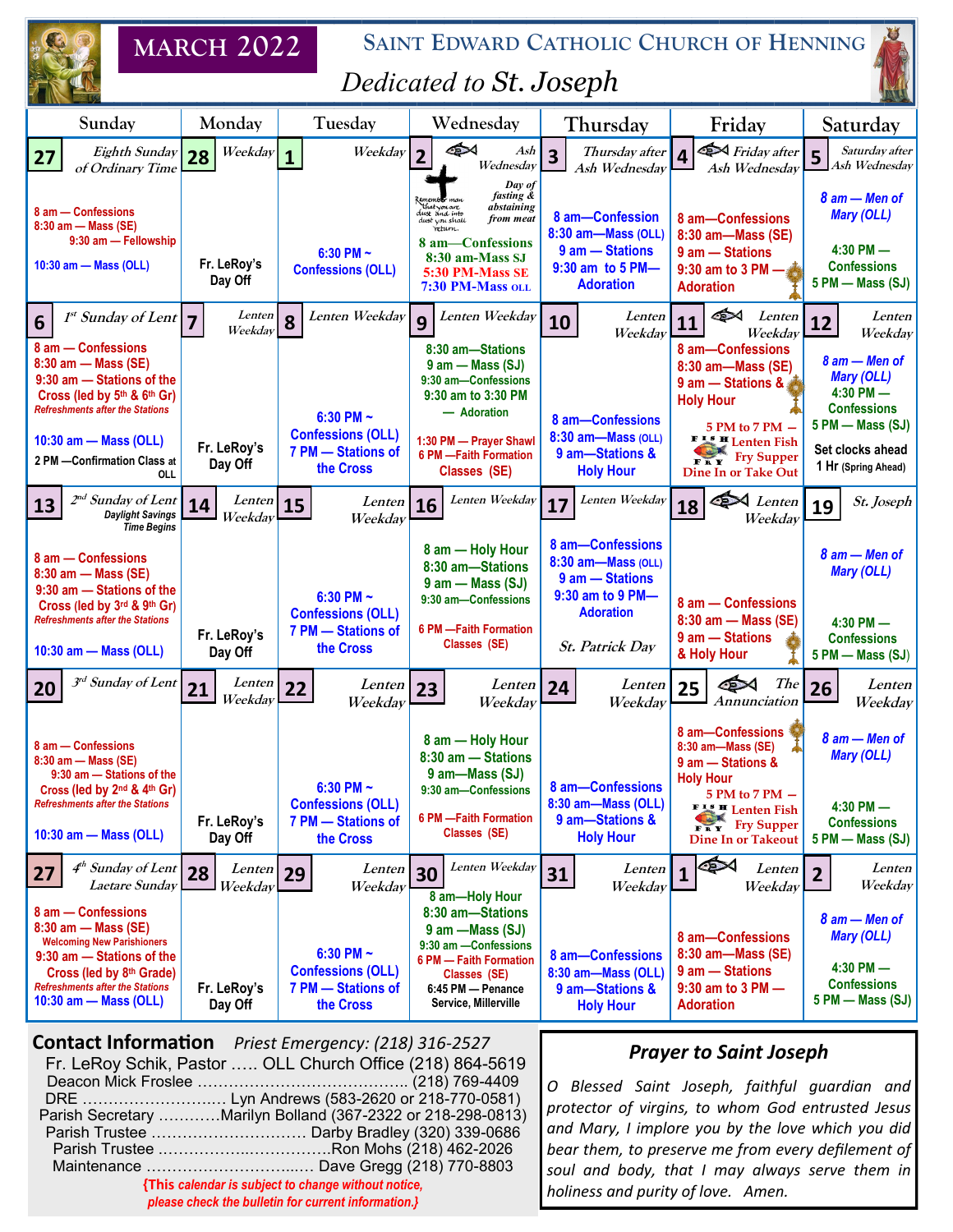# MARCH 2022

## Saint Edward Catholic Church of Henning

*Dedicated to St. Joseph*

| Sunday | Monday | Tuesday | Wednesday | Thursday | Friday | Saturday |
|---|---|---|---|---|---|---|
| **27** *Eighth Sunday of Ordinary Time* <br> 8 am — Confessions <br> 8:30 am — Mass (SE) <br> 9:30 am — Fellowship <br> 10:30 am — Mass (OLL) | **28** *Weekday* <br> Fr. LeRoy's Day Off | **1** *Weekday* <br> 6:30 PM ~ Confessions (OLL) | **2** *Ash Wednesday* <br> Remember man that you are dust and into dust you shall return. <br> *Day of fasting & abstaining from meat* <br> 8 am—Confessions <br> 8:30 am-Mass SJ <br> 5:30 PM-Mass SE <br> 7:30 PM-Mass OLL | **3** *Thursday after Ash Wednesday* <br> 8 am—Confession <br> 8:30 am—Mass (OLL) <br> 9 am — Stations <br> 9:30 am to 5 PM—Adoration | **4** *Friday after Ash Wednesday* <br> 8 am—Confessions <br> 8:30 am—Mass (SE) <br> 9 am — Stations <br> 9:30 am to 3 PM — Adoration | **5** *Saturday after Ash Wednesday* <br> 8 am — Men of Mary (OLL) <br> 4:30 PM — Confessions <br> 5 PM — Mass (SJ) |
| **6** *1st Sunday of Lent* <br> 8 am — Confessions <br> 8:30 am — Mass (SE) <br> 9:30 am — Stations of the Cross (led by 5th & 6th Gr) <br> Refreshments after the Stations <br> 10:30 am — Mass (OLL) <br> 2 PM —Confirmation Class at OLL | **7** *Lenten Weekday* <br> Fr. LeRoy's Day Off | **8** *Lenten Weekday* <br> 6:30 PM ~ Confessions (OLL) <br> 7 PM — Stations of the Cross | **9** *Lenten Weekday* <br> 8:30 am—Stations <br> 9 am — Mass (SJ) <br> 9:30 am—Confessions <br> 9:30 am to 3:30 PM — Adoration <br> 1:30 PM — Prayer Shawl <br> 6 PM —Faith Formation Classes (SE) | **10** *Lenten Weekday* <br> 8 am—Confessions <br> 8:30 am—Mass (OLL) <br> 9 am—Stations & Holy Hour | **11** *Lenten Weekday* <br> 8 am—Confessions <br> 8:30 am—Mass (SE) <br> 9 am — Stations & Holy Hour <br> 5 PM to 7 PM — Lenten Fish Fry Supper <br> Dine In or Take Out | **12** *Lenten Weekday* <br> 8 am — Men of Mary (OLL) <br> 4:30 PM — Confessions <br> 5 PM — Mass (SJ) <br> Set clocks ahead 1 Hr (Spring Ahead) |
| **13** *2nd Sunday of Lent* <br> Daylight Savings Time Begins <br> 8 am — Confessions <br> 8:30 am — Mass (SE) <br> 9:30 am — Stations of the Cross (led by 3rd & 9th Gr) <br> Refreshments after the Stations <br> 10:30 am — Mass (OLL) | **14** *Lenten Weekday* <br> Fr. LeRoy's Day Off | **15** *Lenten Weekday* <br> 6:30 PM ~ Confessions (OLL) <br> 7 PM — Stations of the Cross | **16** *Lenten Weekday* <br> 8 am — Holy Hour <br> 8:30 am—Stations <br> 9 am — Mass (SJ) <br> 9:30 am—Confessions <br> 6 PM —Faith Formation Classes (SE) | **17** *Lenten Weekday* <br> 8 am—Confessions <br> 8:30 am—Mass (OLL) <br> 9 am — Stations <br> 9:30 am to 9 PM—Adoration <br> *St. Patrick Day* | **18** *Lenten Weekday* <br> 8 am — Confessions <br> 8:30 am — Mass (SE) <br> 9 am — Stations & Holy Hour | **19** *St. Joseph* <br> 8 am — Men of Mary (OLL) <br> 4:30 PM — Confessions <br> 5 PM — Mass (SJ) |
| **20** *3rd Sunday of Lent* <br> 8 am — Confessions <br> 8:30 am — Mass (SE) <br> 9:30 am — Stations of the Cross (led by 2nd & 4th Gr) <br> Refreshments after the Stations <br> 10:30 am — Mass (OLL) | **21** *Lenten Weekday* <br> Fr. LeRoy's Day Off | **22** *Lenten Weekday* <br> 6:30 PM ~ Confessions (OLL) <br> 7 PM — Stations of the Cross | **23** *Lenten Weekday* <br> 8 am — Holy Hour <br> 8:30 am — Stations <br> 9 am—Mass (SJ) <br> 9:30 am—Confessions <br> 6 PM —Faith Formation Classes (SE) | **24** *Lenten Weekday* <br> 8 am—Confessions <br> 8:30 am—Mass (OLL) <br> 9 am—Stations & Holy Hour | **25** *The Annunciation* <br> 8 am—Confessions <br> 8:30 am—Mass (SE) <br> 9 am — Stations & Holy Hour <br> 5 PM to 7 PM — Lenten Fish Fry Supper <br> Dine In or Takeout | **26** *Lenten Weekday* <br> 8 am — Men of Mary (OLL) <br> 4:30 PM — Confessions <br> 5 PM — Mass (SJ) |
| **27** *4th Sunday of Lent Laetare Sunday* <br> 8 am — Confessions <br> 8:30 am — Mass (SE) <br> Welcoming New Parishioners <br> 9:30 am — Stations of the Cross (led by 8th Grade) <br> Refreshments after the Stations <br> 10:30 am — Mass (OLL) | **28** *Lenten Weekday* <br> Fr. LeRoy's Day Off | **29** *Lenten Weekday* <br> 6:30 PM ~ Confessions (OLL) <br> 7 PM — Stations of the Cross | **30** *Lenten Weekday* <br> 8 am—Holy Hour <br> 8:30 am—Stations <br> 9 am —Mass (SJ) <br> 9:30 am —Confessions <br> 6 PM — Faith Formation Classes (SE) <br> 6:45 PM — Penance Service, Millerville | **31** *Lenten Weekday* <br> 8 am—Confessions <br> 8:30 am—Mass (OLL) <br> 9 am—Stations & Holy Hour | **1** *Lenten Weekday* <br> 8 am—Confessions <br> 8:30 am—Mass (SE) <br> 9 am — Stations <br> 9:30 am to 3 PM — Adoration | **2** *Lenten Weekday* <br> 8 am — Men of Mary (OLL) <br> 4:30 PM — Confessions <br> 5 PM — Mass (SJ) |

## Contact Information *Priest Emergency: (218) 316-2527*

Fr. LeRoy Schik, Pastor ….. OLL Church Office (218) 864-5619
Deacon Mick Froslee …………………………………. (218) 769-4409
DRE ………………………. Lyn Andrews (583-2620 or 218-770-0581)
Parish Secretary …………Marilyn Bolland (367-2322 or 218-298-0813)
Parish Trustee ………………………… Darby Bradley (320) 339-0686
Parish Trustee ………………………….Ron Mohs (218) 462-2026
Maintenance …………………………... Dave Gregg (218) 770-8803

{This calendar is subject to change without notice, please check the bulletin for current information.}

## Prayer to Saint Joseph

*O Blessed Saint Joseph, faithful guardian and protector of virgins, to whom God entrusted Jesus and Mary, I implore you by the love which you did bear them, to preserve me from every defilement of soul and body, that I may always serve them in holiness and purity of love. Amen.*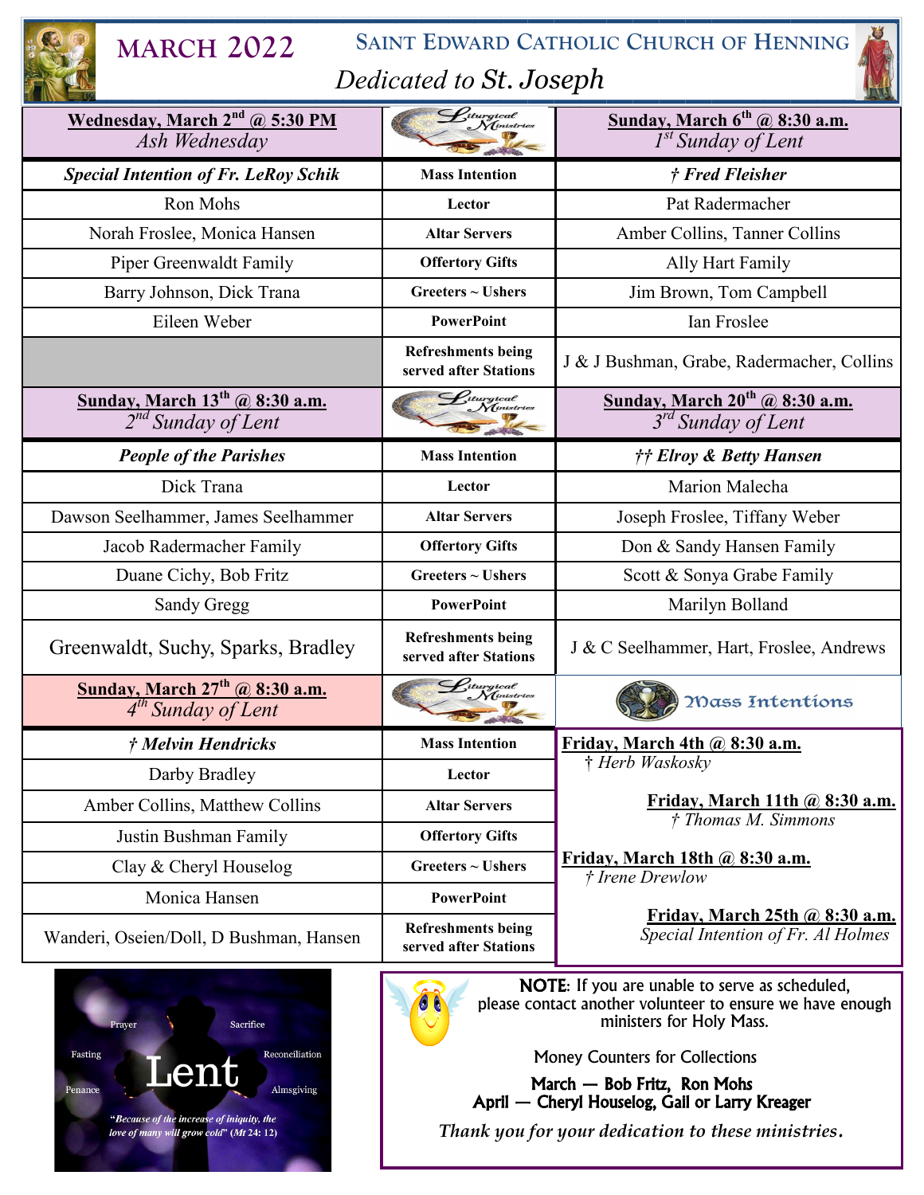# MARCH 2022

## SAINT EDWARD CATHOLIC CHURCH OF HENNING

*Dedicated to St. Joseph*

| **Wednesday, March 2nd @ 5:30 PM** *Ash Wednesday* | Liturgical Ministries | **Sunday, March 6th @ 8:30 a.m.** *1st Sunday of Lent* |
|---|---|---|
| ***Special Intention of Fr. LeRoy Schik*** | **Mass Intention** | ***† Fred Fleisher*** |
| Ron Mohs | **Lector** | Pat Radermacher |
| Norah Froslee, Monica Hansen | **Altar Servers** | Amber Collins, Tanner Collins |
| Piper Greenwaldt Family | **Offertory Gifts** | Ally Hart Family |
| Barry Johnson, Dick Trana | **Greeters ~ Ushers** | Jim Brown, Tom Campbell |
| Eileen Weber | **PowerPoint** | Ian Froslee |
| | **Refreshments being served after Stations** | J & J Bushman, Grabe, Radermacher, Collins |

| **Sunday, March 13th @ 8:30 a.m.** *2nd Sunday of Lent* | Liturgical Ministries | **Sunday, March 20th @ 8:30 a.m.** *3rd Sunday of Lent* |
|---|---|---|
| ***People of the Parishes*** | **Mass Intention** | ***†† Elroy & Betty Hansen*** |
| Dick Trana | **Lector** | Marion Malecha |
| Dawson Seelhammer, James Seelhammer | **Altar Servers** | Joseph Froslee, Tiffany Weber |
| Jacob Radermacher Family | **Offertory Gifts** | Don & Sandy Hansen Family |
| Duane Cichy, Bob Fritz | **Greeters ~ Ushers** | Scott & Sonya Grabe Family |
| Sandy Gregg | **PowerPoint** | Marilyn Bolland |
| Greenwaldt, Suchy, Sparks, Bradley | **Refreshments being served after Stations** | J & C Seelhammer, Hart, Froslee, Andrews |

| **Sunday, March 27th @ 8:30 a.m.** *4th Sunday of Lent* | Liturgical Ministries |
|---|---|
| ***† Melvin Hendricks*** | **Mass Intention** |
| Darby Bradley | **Lector** |
| Amber Collins, Matthew Collins | **Altar Servers** |
| Justin Bushman Family | **Offertory Gifts** |
| Clay & Cheryl Houselog | **Greeters ~ Ushers** |
| Monica Hansen | **PowerPoint** |
| Wanderi, Oseien/Doll, D Bushman, Hansen | **Refreshments being served after Stations** |

## Mass Intentions

**Friday, March 4th @ 8:30 a.m.**
*† Herb Waskosky*

**Friday, March 11th @ 8:30 a.m.**
*† Thomas M. Simmons*

**Friday, March 18th @ 8:30 a.m.**
*† Irene Drewlow*

**Friday, March 25th @ 8:30 a.m.**
*Special Intention of Fr. Al Holmes*

Lent

Prayer, Sacrifice, Fasting, Reconciliation, Penance, Almsgiving

*"Because of the increase of iniquity, the love of many will grow cold"* (Mt 24: 12)

**NOTE**: If you are unable to serve as scheduled, please contact another volunteer to ensure we have enough ministers for Holy Mass.

Money Counters for Collections

**March — Bob Fritz, Ron Mohs**
**April — Cheryl Houselog, Gail or Larry Kreager**

*Thank you for your dedication to these ministries.*